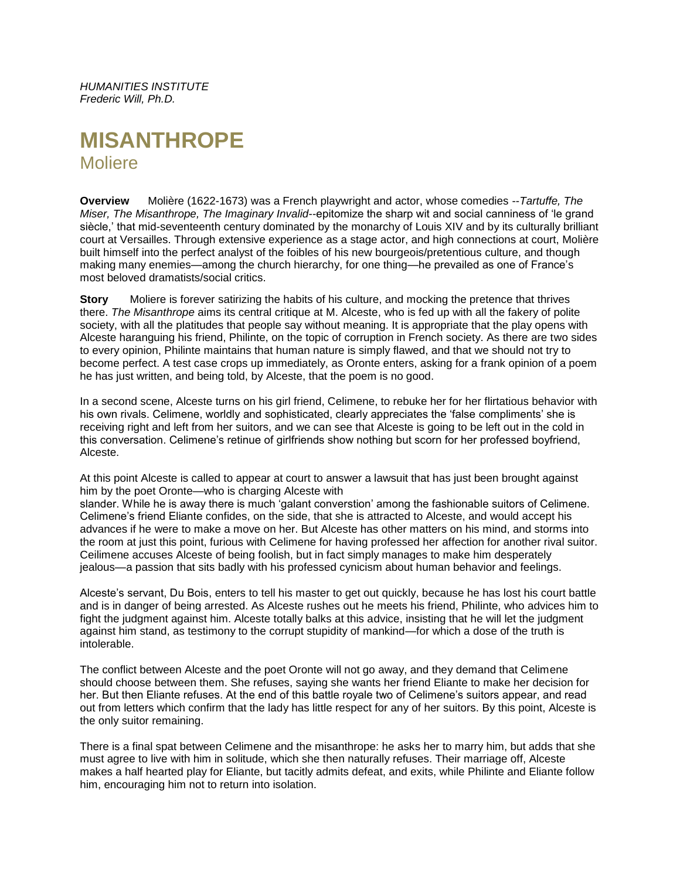*HUMANITIES INSTITUTE*
*Frederic Will, Ph.D.*

# MISANTHROPE

## Moliere

**Overview** Molière (1622-1673) was a French playwright and actor, whose comedies --*Tartuffe, The Miser, The Misanthrope, The Imaginary Invalid*--epitomize the sharp wit and social canniness of 'le grand siècle,' that mid-seventeenth century dominated by the monarchy of Louis XIV and by its culturally brilliant court at Versailles. Through extensive experience as a stage actor, and high connections at court, Molière built himself into the perfect analyst of the foibles of his new bourgeois/pretentious culture, and though making many enemies—among the church hierarchy, for one thing—he prevailed as one of France's most beloved dramatists/social critics.

**Story** Moliere is forever satirizing the habits of his culture, and mocking the pretence that thrives there. *The Misanthrope* aims its central critique at M. Alceste, who is fed up with all the fakery of polite society, with all the platitudes that people say without meaning. It is appropriate that the play opens with Alceste haranguing his friend, Philinte, on the topic of corruption in French society. As there are two sides to every opinion, Philinte maintains that human nature is simply flawed, and that we should not try to become perfect. A test case crops up immediately, as Oronte enters, asking for a frank opinion of a poem he has just written, and being told, by Alceste, that the poem is no good.

In a second scene, Alceste turns on his girl friend, Celimene, to rebuke her for her flirtatious behavior with his own rivals. Celimene, worldly and sophisticated, clearly appreciates the 'false compliments' she is receiving right and left from her suitors, and we can see that Alceste is going to be left out in the cold in this conversation. Celimene's retinue of girlfriends show nothing but scorn for her professed boyfriend, Alceste.

At this point Alceste is called to appear at court to answer a lawsuit that has just been brought against him by the poet Oronte—who is charging Alceste with slander. While he is away there is much 'galant converstion' among the fashionable suitors of Celimene. Celimene's friend Eliante confides, on the side, that she is attracted to Alceste, and would accept his advances if he were to make a move on her. But Alceste has other matters on his mind, and storms into the room at just this point, furious with Celimene for having professed her affection for another rival suitor. Ceilimene accuses Alceste of being foolish, but in fact simply manages to make him desperately jealous—a passion that sits badly with his professed cynicism about human behavior and feelings.

Alceste's servant, Du Bois, enters to tell his master to get out quickly, because he has lost his court battle and is in danger of being arrested. As Alceste rushes out he meets his friend, Philinte, who advices him to fight the judgment against him. Alceste totally balks at this advice, insisting that he will let the judgment against him stand, as testimony to the corrupt stupidity of mankind—for which a dose of the truth is intolerable.

The conflict between Alceste and the poet Oronte will not go away, and they demand that Celimene should choose between them. She refuses, saying she wants her friend Eliante to make her decision for her. But then Eliante refuses. At the end of this battle royale two of Celimene's suitors appear, and read out from letters which confirm that the lady has little respect for any of her suitors. By this point, Alceste is the only suitor remaining.

There is a final spat between Celimene and the misanthrope: he asks her to marry him, but adds that she must agree to live with him in solitude, which she then naturally refuses. Their marriage off, Alceste makes a half hearted play for Eliante, but tacitly admits defeat, and exits, while Philinte and Eliante follow him, encouraging him not to return into isolation.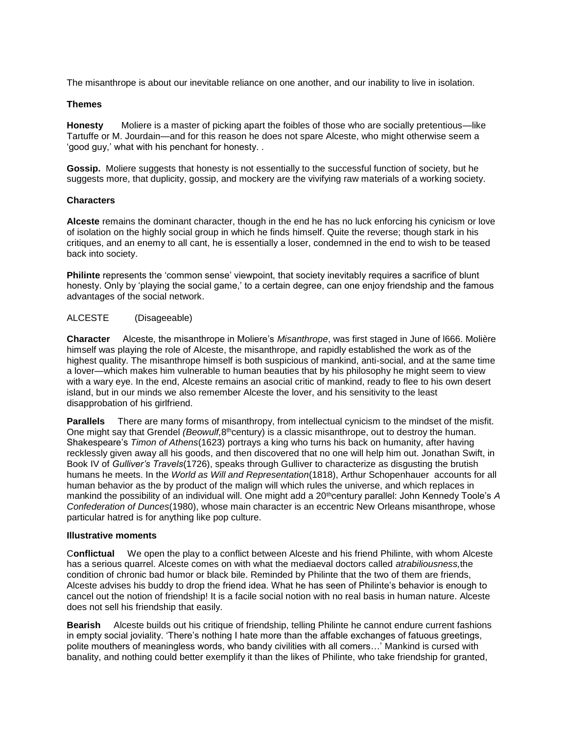The misanthrope is about our inevitable reliance on one another, and our inability to live in isolation.

**Themes**

**Honesty** Moliere is a master of picking apart the foibles of those who are socially pretentious—like Tartuffe or M. Jourdain—and for this reason he does not spare Alceste, who might otherwise seem a 'good guy,' what with his penchant for honesty. .

**Gossip.** Moliere suggests that honesty is not essentially to the successful function of society, but he suggests more, that duplicity, gossip, and mockery are the vivifying raw materials of a working society.

**Characters**

**Alceste** remains the dominant character, though in the end he has no luck enforcing his cynicism or love of isolation on the highly social group in which he finds himself. Quite the reverse; though stark in his critiques, and an enemy to all cant, he is essentially a loser, condemned in the end to wish to be teased back into society.

**Philinte** represents the 'common sense' viewpoint, that society inevitably requires a sacrifice of blunt honesty. Only by 'playing the social game,' to a certain degree, can one enjoy friendship and the famous advantages of the social network.

ALCESTE (Disageeable)

**Character** Alceste, the misanthrope in Moliere's *Misanthrope*, was first staged in June of l666. Molière himself was playing the role of Alceste, the misanthrope, and rapidly established the work as of the highest quality. The misanthrope himself is both suspicious of mankind, anti-social, and at the same time a lover—which makes him vulnerable to human beauties that by his philosophy he might seem to view with a wary eye. In the end, Alceste remains an asocial critic of mankind, ready to flee to his own desert island, but in our minds we also remember Alceste the lover, and his sensitivity to the least disapprobation of his girlfriend.

**Parallels** There are many forms of misanthropy, from intellectual cynicism to the mindset of the misfit. One might say that Grendel *(Beowulf,*8thcentury) is a classic misanthrope, out to destroy the human. Shakespeare's *Timon of Athens*(1623) portrays a king who turns his back on humanity, after having recklessly given away all his goods, and then discovered that no one will help him out. Jonathan Swift, in Book IV of *Gulliver's Travels*(1726), speaks through Gulliver to characterize as disgusting the brutish humans he meets. In the *World as Will and Representation*(1818), Arthur Schopenhauer accounts for all human behavior as the by product of the malign will which rules the universe, and which replaces in mankind the possibility of an individual will. One might add a 20thcentury parallel: John Kennedy Toole's *A Confederation of Dunces*(1980), whose main character is an eccentric New Orleans misanthrope, whose particular hatred is for anything like pop culture.

**Illustrative moments**

**Conflictual** We open the play to a conflict between Alceste and his friend Philinte, with whom Alceste has a serious quarrel. Alceste comes on with what the mediaeval doctors called *atrabiliousness,*the condition of chronic bad humor or black bile. Reminded by Philinte that the two of them are friends, Alceste advises his buddy to drop the friend idea. What he has seen of Philinte's behavior is enough to cancel out the notion of friendship! It is a facile social notion with no real basis in human nature. Alceste does not sell his friendship that easily.

**Bearish** Alceste builds out his critique of friendship, telling Philinte he cannot endure current fashions in empty social joviality. 'There's nothing I hate more than the affable exchanges of fatuous greetings, polite mouthers of meaningless words, who bandy civilities with all comers…' Mankind is cursed with banality, and nothing could better exemplify it than the likes of Philinte, who take friendship for granted,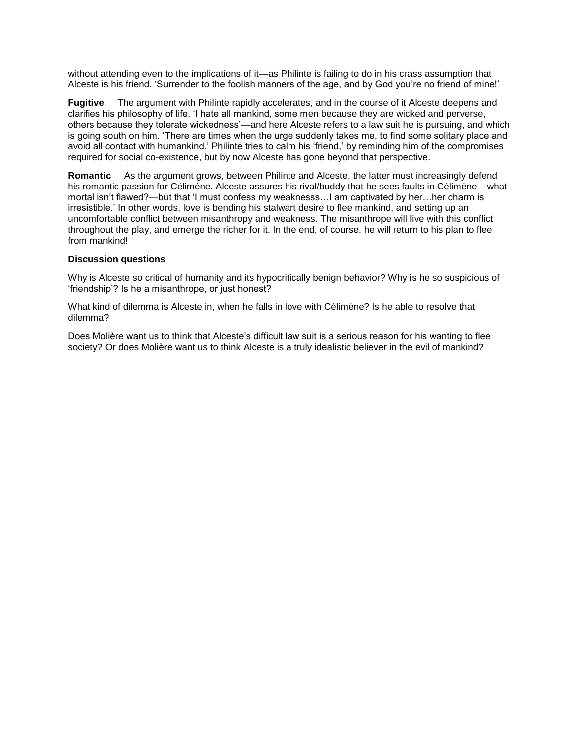without attending even to the implications of it—as Philinte is failing to do in his crass assumption that Alceste is his friend. 'Surrender to the foolish manners of the age, and by God you're no friend of mine!'

**Fugitive** The argument with Philinte rapidly accelerates, and in the course of it Alceste deepens and clarifies his philosophy of life. 'I hate all mankind, some men because they are wicked and perverse, others because they tolerate wickedness'—and here Alceste refers to a law suit he is pursuing, and which is going south on him. 'There are times when the urge suddenly takes me, to find some solitary place and avoid all contact with humankind.' Philinte tries to calm his 'friend,' by reminding him of the compromises required for social co-existence, but by now Alceste has gone beyond that perspective.

**Romantic** As the argument grows, between Philinte and Alceste, the latter must increasingly defend his romantic passion for Célimène. Alceste assures his rival/buddy that he sees faults in Célimène—what mortal isn't flawed?—but that 'I must confess my weaknesss…I am captivated by her…her charm is irresistible.' In other words, love is bending his stalwart desire to flee mankind, and setting up an uncomfortable conflict between misanthropy and weakness. The misanthrope will live with this conflict throughout the play, and emerge the richer for it. In the end, of course, he will return to his plan to flee from mankind!

**Discussion questions**

Why is Alceste so critical of humanity and its hypocritically benign behavior? Why is he so suspicious of 'friendship'? Is he a misanthrope, or just honest?

What kind of dilemma is Alceste in, when he falls in love with Célimène? Is he able to resolve that dilemma?

Does Molière want us to think that Alceste's difficult law suit is a serious reason for his wanting to flee society? Or does Molière want us to think Alceste is a truly idealistic believer in the evil of mankind?